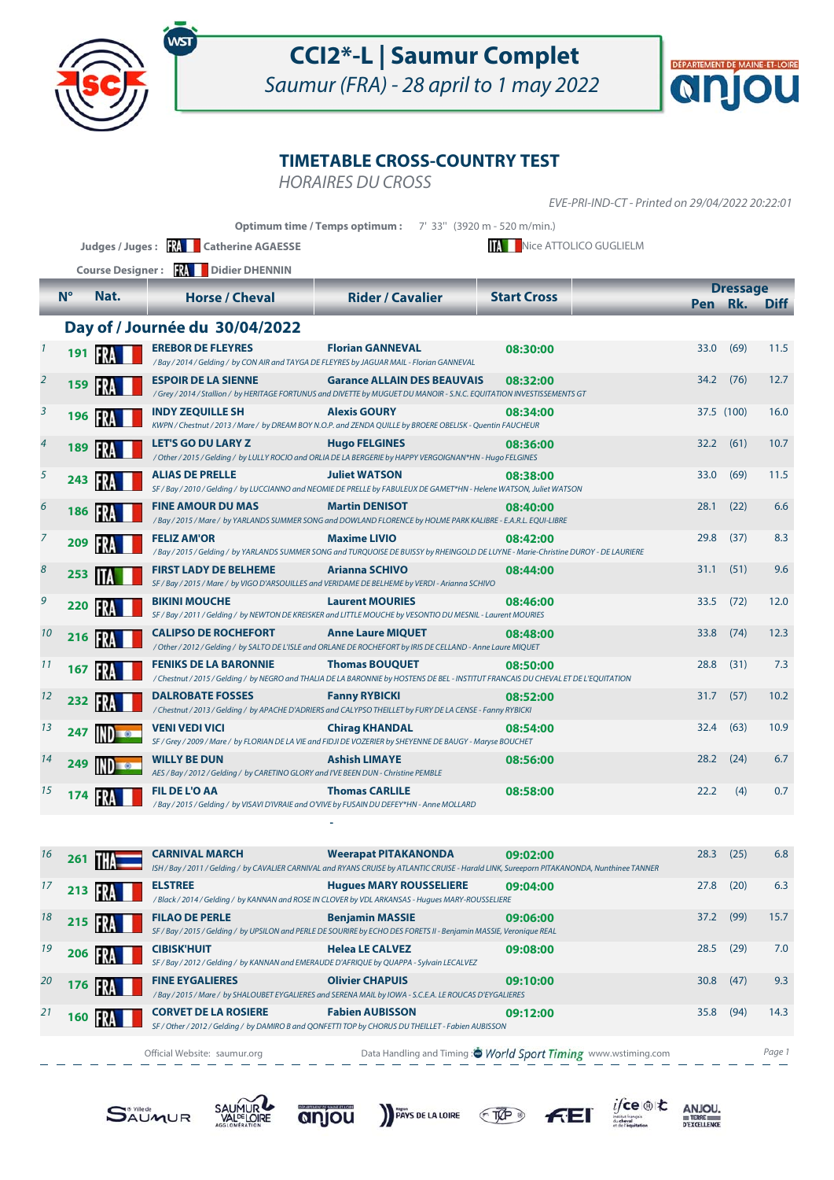# CCI2*-L | Saumur Complet

*Saumur (FRA) - 28 april to 1 may 2022*

## TIMETABLE CROSS-COUNTRY TEST

*HORAIRES DU CROSS*

*EVE-PRI-IND-CT - Printed on 29/04/2022 20:22:01*

**Optimum time / Temps optimum :** 7' 33'' (3920 m - 520 m/min.)

**Judges / Juges :** FRA Catherine AGAESSE — ITA Nice ATTOLICO GUGLIELM

**Course Designer :** FRA Didier DHENNIN

### Day of / Journée du 30/04/2022

| | N° | Nat. | Horse / Cheval | Rider / Cavalier | Start Cross | Dressage Pen | Dressage Rk. | Dressage Diff |
|---|---|---|---|---|---|---|---|---|
| 1 | 191 | FRA | **EREBOR DE FLEYRES** / Bay / 2014 / Gelding / by CON AIR and TAYGA DE FLEYRES by JAGUAR MAIL - Florian GANNEVAL | **Florian GANNEVAL** | **08:30:00** | 33.0 | (69) | 11.5 |
| 2 | 159 | FRA | **ESPOIR DE LA SIENNE** / Grey / 2014 / Stallion / by HERITAGE FORTUNUS and DIVETTE by MUGUET DU MANOIR - S.N.C. EQUITATION INVESTISSEMENTS GT | **Garance ALLAIN DES BEAUVAIS** | **08:32:00** | 34.2 | (76) | 12.7 |
| 3 | 196 | FRA | **INDY ZEQUILLE SH** KWPN / Chestnut / 2013 / Mare / by DREAM BOY N.O.P. and ZENDA QUILLE by BROERE OBELISK - Quentin FAUCHEUR | **Alexis GOURY** | **08:34:00** | 37.5 | (100) | 16.0 |
| 4 | 189 | FRA | **LET'S GO DU LARY Z** / Other / 2015 / Gelding / by LULLY ROCIO and ORLIA DE LA BERGERIE by HAPPY VERGOIGNAN*HN - Hugo FELGINES | **Hugo FELGINES** | **08:36:00** | 32.2 | (61) | 10.7 |
| 5 | 243 | FRA | **ALIAS DE PRELLE** SF / Bay / 2010 / Gelding / by LUCCIANNO and NEOMIE DE PRELLE by FABULEUX DE GAMET*HN - Helene WATSON, Juliet WATSON | **Juliet WATSON** | **08:38:00** | 33.0 | (69) | 11.5 |
| 6 | 186 | FRA | **FINE AMOUR DU MAS** / Bay / 2015 / Mare / by YARLANDS SUMMER SONG and DOWLAND FLORENCE by HOLME PARK KALIBRE - E.A.R.L. EQUI-LIBRE | **Martin DENISOT** | **08:40:00** | 28.1 | (22) | 6.6 |
| 7 | 209 | FRA | **FELIZ AM'OR** / Bay / 2015 / Gelding / by YARLANDS SUMMER SONG and TURQUOISE DE BUISSY by RHEINGOLD DE LUYNE - Marie-Christine DUROY - DE LAURIERE | **Maxime LIVIO** | **08:42:00** | 29.8 | (37) | 8.3 |
| 8 | 253 | ITA | **FIRST LADY DE BELHEME** SF / Bay / 2015 / Mare / by VIGO D'ARSOUILLES and VERIDAME DE BELHEME by VERDI - Arianna SCHIVO | **Arianna SCHIVO** | **08:44:00** | 31.1 | (51) | 9.6 |
| 9 | 220 | FRA | **BIKINI MOUCHE** SF / Bay / 2011 / Gelding / by NEWTON DE KREISKER and LITTLE MOUCHE by VESONTIO DU MESNIL - Laurent MOURIES | **Laurent MOURIES** | **08:46:00** | 33.5 | (72) | 12.0 |
| 10 | 216 | FRA | **CALIPSO DE ROCHEFORT** / Other / 2012 / Gelding / by SALTO DE L'ISLE and ORLANE DE ROCHEFORT by IRIS DE CELLAND - Anne Laure MIQUET | **Anne Laure MIQUET** | **08:48:00** | 33.8 | (74) | 12.3 |
| 11 | 167 | FRA | **FENIKS DE LA BARONNIE** / Chestnut / 2015 / Gelding / by NEGRO and THALIA DE LA BARONNIE by HOSTENS DE BEL - INSTITUT FRANCAIS DU CHEVAL ET DE L'EQUITATION | **Thomas BOUQUET** | **08:50:00** | 28.8 | (31) | 7.3 |
| 12 | 232 | FRA | **DALROBATE FOSSES** / Chestnut / 2013 / Gelding / by APACHE D'ADRIERS and CALYPSO THEILLET by FURY DE LA CENSE - Fanny RYBICKI | **Fanny RYBICKI** | **08:52:00** | 31.7 | (57) | 10.2 |
| 13 | 247 | IND | **VENI VEDI VICI** SF / Grey / 2009 / Mare / by FLORIAN DE LA VIE and FIDJI DE VOZERIER by SHEYENNE DE BAUGY - Maryse BOUCHET | **Chirag KHANDAL** | **08:54:00** | 32.4 | (63) | 10.9 |
| 14 | 249 | IND | **WILLY BE DUN** AES / Bay / 2012 / Gelding / by CARETINO GLORY and I'VE BEEN DUN - Christine PEMBLE | **Ashish LIMAYE** | **08:56:00** | 28.2 | (24) | 6.7 |
| 15 | 174 | FRA | **FIL DE L'O AA** / Bay / 2015 / Gelding / by VISAVI D'IVRAIE and O'VIVE by FUSAIN DU DEFEY*HN - Anne MOLLARD | **Thomas CARLILE** | **08:58:00** | 22.2 | (4) | 0.7 |
| 16 | 261 | THA | **CARNIVAL MARCH** ISH / Bay / 2011 / Gelding / by CAVALIER CARNIVAL and RYANS CRUISE by ATLANTIC CRUISE - Harald LINK, Sureeporn PITAKANONDA, Nunthinee TANNER | **Weerapat PITAKANONDA** | **09:02:00** | 28.3 | (25) | 6.8 |
| 17 | 213 | FRA | **ELSTREE** / Black / 2014 / Gelding / by KANNAN and ROSE IN CLOVER by VDL ARKANSAS - Hugues MARY-ROUSSELIERE | **Hugues MARY ROUSSELIERE** | **09:04:00** | 27.8 | (20) | 6.3 |
| 18 | 215 | FRA | **FILAO DE PERLE** SF / Bay / 2015 / Gelding / by UPSILON and PERLE DE SOURIRE by ECHO DES FORETS II - Benjamin MASSIE, Veronique REAL | **Benjamin MASSIE** | **09:06:00** | 37.2 | (99) | 15.7 |
| 19 | 206 | FRA | **CIBISK'HUIT** SF / Bay / 2012 / Gelding / by KANNAN and EMERAUDE D'AFRIQUE by QUAPPA - Sylvain LECALVEZ | **Helea LE CALVEZ** | **09:08:00** | 28.5 | (29) | 7.0 |
| 20 | 176 | FRA | **FINE EYGALIERES** / Bay / 2015 / Mare / by SHALOUBET EYGALIERES and SERENA MAIL by IOWA - S.C.E.A. LE ROUCAS D'EYGALIERES | **Olivier CHAPUIS** | **09:10:00** | 30.8 | (47) | 9.3 |
| 21 | 160 | FRA | **CORVET DE LA ROSIERE** SF / Other / 2012 / Gelding / by DAMIRO B and QONFETTI TOP by CHORUS DU THEILLET - Fabien AUBISSON | **Fabien AUBISSON** | **09:12:00** | 35.8 | (94) | 14.3 |

Official Website: saumur.org — Data Handling and Timing : World Sport Timing www.wstiming.com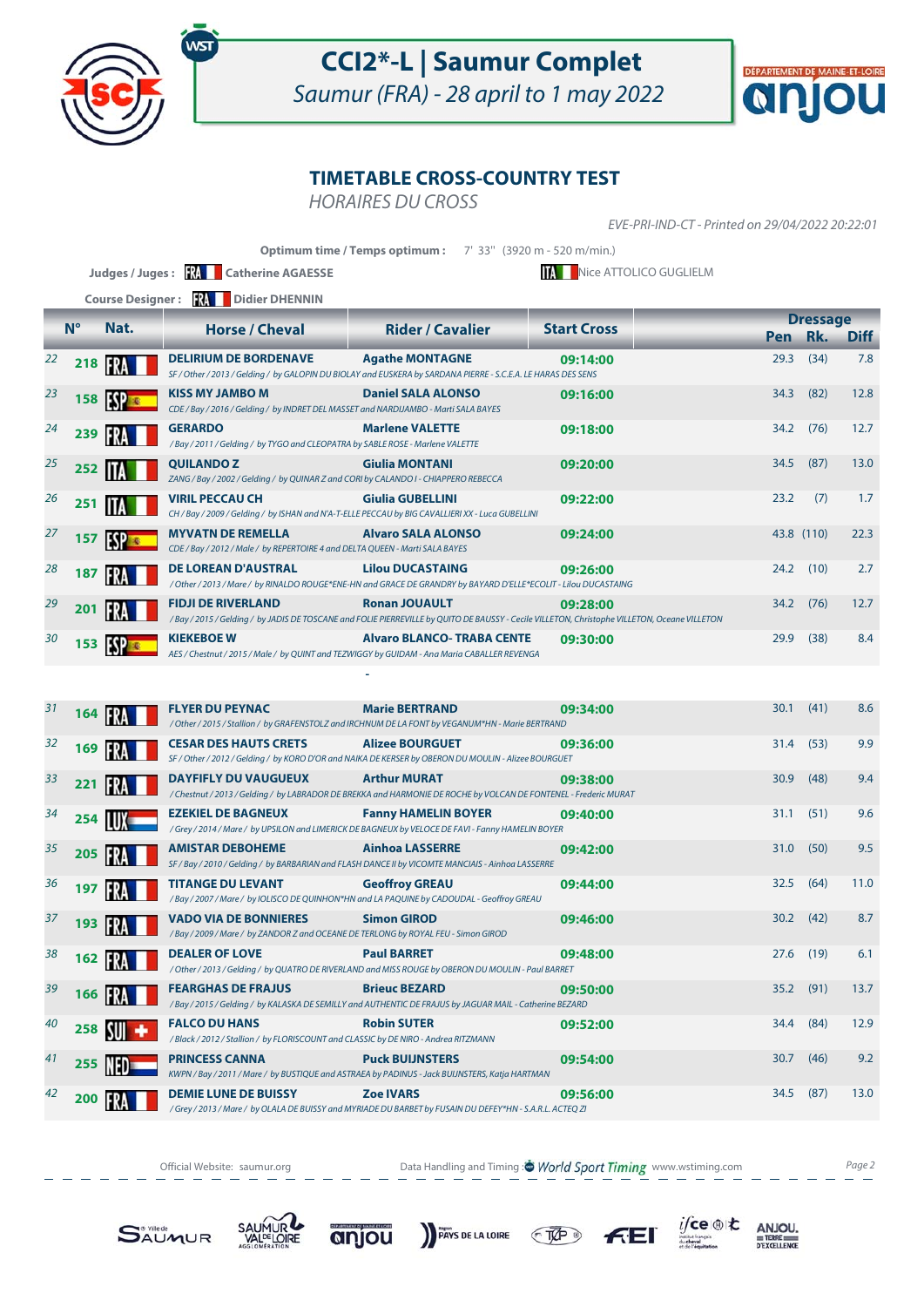# CCI2*-L | Saumur Complet

*Saumur (FRA) - 28 april to 1 may 2022*

## TIMETABLE CROSS-COUNTRY TEST

*HORAIRES DU CROSS*

*EVE-PRI-IND-CT - Printed on 29/04/2022 20:22:01*

**Optimum time / Temps optimum :** 7' 33'' (3920 m - 520 m/min.)

**Judges / Juges :** FRA Catherine AGAESSE — ITA Nice ATTOLICO GUGLIELM

**Course Designer :** FRA Didier DHENNIN

| | N° | Nat. | Horse / Cheval | Rider / Cavalier | Start Cross | Dressage Pen | Dressage Rk. | Dressage Diff |
|---|---|---|---|---|---|---|---|---|
| 22 | 218 | FRA | **DELIRIUM DE BORDENAVE**<br>*SF / Other / 2013 / Gelding / by GALOPIN DU BIOLAY and EUSKERA by SARDANA PIERRE - S.C.E.A. LE HARAS DES SENS* | **Agathe MONTAGNE** | 09:14:00 | 29.3 | (34) | 7.8 |
| 23 | 158 | ESP | **KISS MY JAMBO M**<br>*CDE / Bay / 2016 / Gelding / by INDRET DEL MASSET and NARDUAMBO - Marti SALA BAYES* | **Daniel SALA ALONSO** | 09:16:00 | 34.3 | (82) | 12.8 |
| 24 | 239 | FRA | **GERARDO**<br>*/ Bay / 2011 / Gelding / by TYGO and CLEOPATRA by SABLE ROSE - Marlene VALETTE* | **Marlene VALETTE** | 09:18:00 | 34.2 | (76) | 12.7 |
| 25 | 252 | ITA | **QUILANDO Z**<br>*ZANG / Bay / 2002 / Gelding / by QUINAR Z and CORI by CALANDO I - CHIAPPERO REBECCA* | **Giulia MONTANI** | 09:20:00 | 34.5 | (87) | 13.0 |
| 26 | 251 | ITA | **VIRIL PECCAU CH**<br>*CH / Bay / 2009 / Gelding / by ISHAN and N'A-T-ELLE PECCAU by BIG CAVALLIERI XX - Luca GUBELLINI* | **Giulia GUBELLINI** | 09:22:00 | 23.2 | (7) | 1.7 |
| 27 | 157 | ESP | **MYVATN DE REMELLA**<br>*CDE / Bay / 2012 / Male / by REPERTOIRE 4 and DELTA QUEEN - Marti SALA BAYES* | **Alvaro SALA ALONSO** | 09:24:00 | 43.8 | (110) | 22.3 |
| 28 | 187 | FRA | **DE LOREAN D'AUSTRAL**<br>*/ Other / 2013 / Mare / by RINALDO ROUGE*ENE-HN and GRACE DE GRANDRY by BAYARD D'ELLE*ECOLIT - Lilou DUCASTAING* | **Lilou DUCASTAING** | 09:26:00 | 24.2 | (10) | 2.7 |
| 29 | 201 | FRA | **FIDJI DE RIVERLAND**<br>*/ Bay / 2015 / Gelding / by JADIS DE TOSCANE and FOLIE PIERREVILLE by QUITO DE BAUSSY - Cecile VILLETON, Christophe VILLETON, Oceane VILLETON* | **Ronan JOUAULT** | 09:28:00 | 34.2 | (76) | 12.7 |
| 30 | 153 | ESP | **KIEKEBOE W**<br>*AES / Chestnut / 2015 / Male / by QUINT and TEZWIGGY by GUIDAM - Ana Maria CABALLER REVENGA* | **Alvaro BLANCO- TRABA CENTE** | 09:30:00 | 29.9 | (38) | 8.4 |
| | | | - | | | | | |
| 31 | 164 | FRA | **FLYER DU PEYNAC**<br>*/ Other / 2015 / Stallion / by GRAFENSTOLZ and IRCHNUM DE LA FONT by VEGANUM*HN - Marie BERTRAND* | **Marie BERTRAND** | 09:34:00 | 30.1 | (41) | 8.6 |
| 32 | 169 | FRA | **CESAR DES HAUTS CRETS**<br>*SF / Other / 2012 / Gelding / by KORO D'OR and NAIKA DE KERSER by OBERON DU MOULIN - Alizee BOURGUET* | **Alizee BOURGUET** | 09:36:00 | 31.4 | (53) | 9.9 |
| 33 | 221 | FRA | **DAYFIFLY DU VAUGUEUX**<br>*/ Chestnut / 2013 / Gelding / by LABRADOR DE BREKKA and HARMONIE DE ROCHE by VOLCAN DE FONTENEL - Frederic MURAT* | **Arthur MURAT** | 09:38:00 | 30.9 | (48) | 9.4 |
| 34 | 254 | LUX | **EZEKIEL DE BAGNEUX**<br>*/ Grey / 2014 / Mare / by UPSILON and LIMERICK DE BAGNEUX by VELOCE DE FAVI - Fanny HAMELIN BOYER* | **Fanny HAMELIN BOYER** | 09:40:00 | 31.1 | (51) | 9.6 |
| 35 | 205 | FRA | **AMISTAR DEBOHEME**<br>*SF / Bay / 2010 / Gelding / by BARBARIAN and FLASH DANCE II by VICOMTE MANCIAIS - Ainhoa LASSERRE* | **Ainhoa LASSERRE** | 09:42:00 | 31.0 | (50) | 9.5 |
| 36 | 197 | FRA | **TITANGE DU LEVANT**<br>*/ Bay / 2007 / Mare / by IOLISCO DE QUINHON*HN and LA PAQUINE by CADOUDAL - Geoffroy GREAU* | **Geoffroy GREAU** | 09:44:00 | 32.5 | (64) | 11.0 |
| 37 | 193 | FRA | **VADO VIA DE BONNIERES**<br>*/ Bay / 2009 / Mare / by ZANDOR Z and OCEANE DE TERLONG by ROYAL FEU - Simon GIROD* | **Simon GIROD** | 09:46:00 | 30.2 | (42) | 8.7 |
| 38 | 162 | FRA | **DEALER OF LOVE**<br>*/ Other / 2013 / Gelding / by QUATRO DE RIVERLAND and MISS ROUGE by OBERON DU MOULIN - Paul BARRET* | **Paul BARRET** | 09:48:00 | 27.6 | (19) | 6.1 |
| 39 | 166 | FRA | **FEARGHAS DE FRAJUS**<br>*/ Bay / 2015 / Gelding / by KALASKA DE SEMILLY and AUTHENTIC DE FRAJUS by JAGUAR MAIL - Catherine BEZARD* | **Brieuc BEZARD** | 09:50:00 | 35.2 | (91) | 13.7 |
| 40 | 258 | SUI | **FALCO DU HANS**<br>*/ Black / 2012 / Stallion / by FLORISCOUNT and CLASSIC by DE NIRO - Andrea RITZMANN* | **Robin SUTER** | 09:52:00 | 34.4 | (84) | 12.9 |
| 41 | 255 | NED | **PRINCESS CANNA**<br>*KWPN / Bay / 2011 / Mare / by BUSTIQUE and ASTRAEA by PADINUS - Jack BUIJNSTERS, Katja HARTMAN* | **Puck BUIJNSTERS** | 09:54:00 | 30.7 | (46) | 9.2 |
| 42 | 200 | FRA | **DEMIE LUNE DE BUISSY**<br>*/ Grey / 2013 / Mare / by OLALA DE BUISSY and MYRIADE DU BARBET by FUSAIN DU DEFEY*HN - S.A.R.L. ACTEQ ZI* | **Zoe IVARS** | 09:56:00 | 34.5 | (87) | 13.0 |

Official Website: saumur.org — Data Handling and Timing : World Sport Timing www.wstiming.com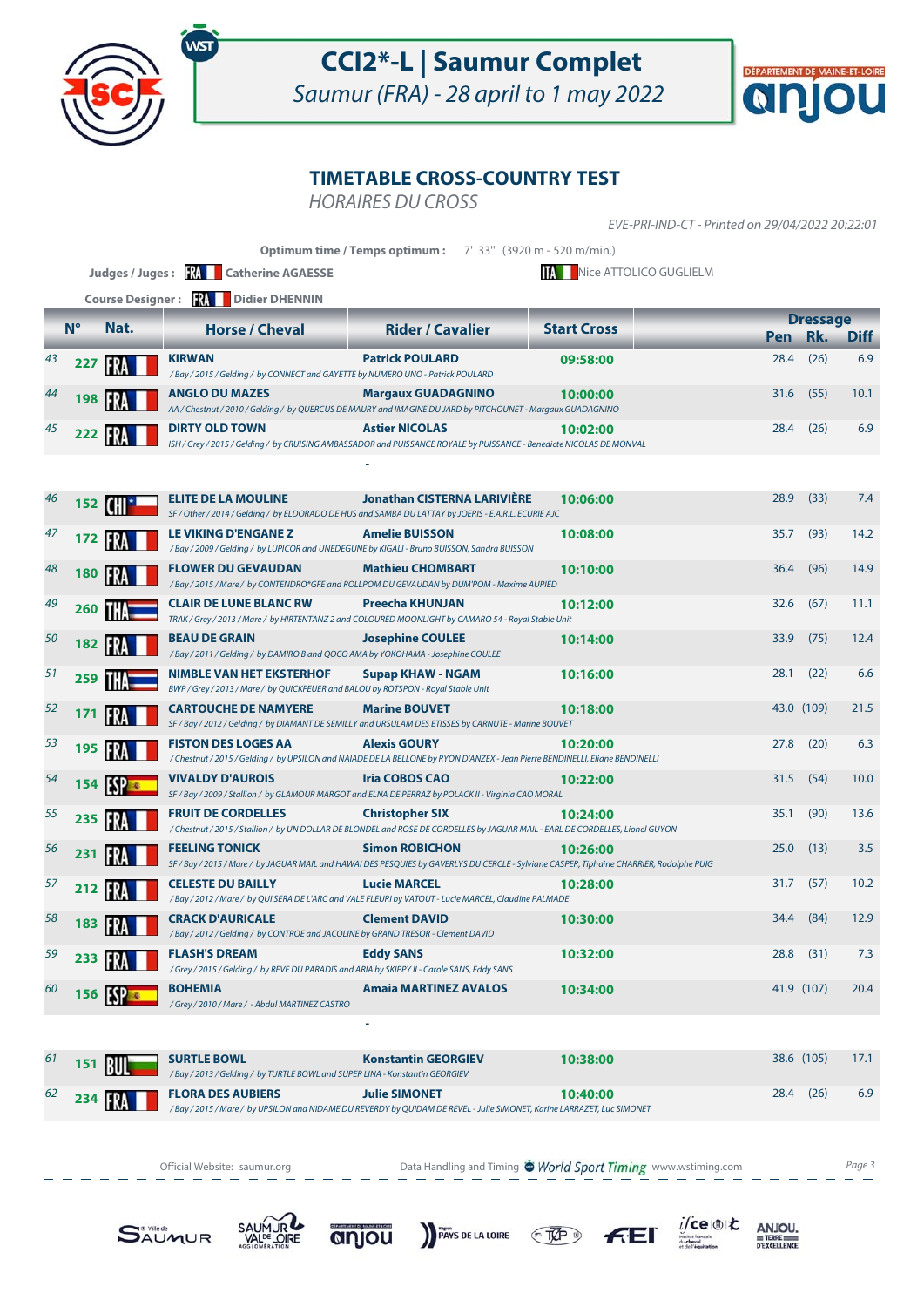# CCI2*-L | Saumur Complet

*Saumur (FRA) - 28 april to 1 may 2022*

## TIMETABLE CROSS-COUNTRY TEST

*HORAIRES DU CROSS*

*EVE-PRI-IND-CT - Printed on 29/04/2022 20:22:01*

**Optimum time / Temps optimum :** 7' 33'' (3920 m - 520 m/min.)

**Judges / Juges :** FRA Catherine AGAESSE — ITA Nice ATTOLICO GUGLIELM

**Course Designer :** FRA Didier DHENNIN

| | N° | Nat. | Horse / Cheval | Rider / Cavalier | Start Cross | Dressage Pen | Dressage Rk. | Dressage Diff |
|---|---|---|---|---|---|---|---|---|
| 43 | 227 | FRA | **KIRWAN**<br>*/ Bay / 2015 / Gelding / by CONNECT and GAYETTE by NUMERO UNO - Patrick POULARD* | **Patrick POULARD** | **09:58:00** | 28.4 | (26) | 6.9 |
| 44 | 198 | FRA | **ANGLO DU MAZES**<br>*AA / Chestnut / 2010 / Gelding / by QUERCUS DE MAURY and IMAGINE DU JARD by PITCHOUNET - Margaux GUADAGNINO* | **Margaux GUADAGNINO** | **10:00:00** | 31.6 | (55) | 10.1 |
| 45 | 222 | FRA | **DIRTY OLD TOWN**<br>*ISH / Grey / 2015 / Gelding / by CRUISING AMBASSADOR and PUISSANCE ROYALE by PUISSANCE - Benedicte NICOLAS DE MONVAL* | **Astier NICOLAS** | **10:02:00** | 28.4 | (26) | 6.9 |
| | | | - | | | | | |
| 46 | 152 | CHI | **ELITE DE LA MOULINE**<br>*SF / Other / 2014 / Gelding / by ELDORADO DE HUS and SAMBA DU LATTAY by JOERIS - E.A.R.L. ECURIE AJC* | **Jonathan CISTERNA LARIVIÈRE** | **10:06:00** | 28.9 | (33) | 7.4 |
| 47 | 172 | FRA | **LE VIKING D'ENGANE Z**<br>*/ Bay / 2009 / Gelding / by LUPICOR and UNEDEGUNE by KIGALI - Bruno BUISSON, Sandra BUISSON* | **Amelie BUISSON** | **10:08:00** | 35.7 | (93) | 14.2 |
| 48 | 180 | FRA | **FLOWER DU GEVAUDAN**<br>*/ Bay / 2015 / Mare / by CONTENDRO*GFE and ROLLPOM DU GEVAUDAN by DUM'POM - Maxime AUPIED* | **Mathieu CHOMBART** | **10:10:00** | 36.4 | (96) | 14.9 |
| 49 | 260 | THA | **CLAIR DE LUNE BLANC RW**<br>*TRAK / Grey / 2013 / Mare / by HIRTENTANZ 2 and COLOURED MOONLIGHT by CAMARO 54 - Royal Stable Unit* | **Preecha KHUNJAN** | **10:12:00** | 32.6 | (67) | 11.1 |
| 50 | 182 | FRA | **BEAU DE GRAIN**<br>*/ Bay / 2011 / Gelding / by DAMIRO B and QOCO AMA by YOKOHAMA - Josephine COULEE* | **Josephine COULEE** | **10:14:00** | 33.9 | (75) | 12.4 |
| 51 | 259 | THA | **NIMBLE VAN HET EKSTERHOF**<br>*BWP / Grey / 2013 / Mare / by QUICKFEUER and BALOU by ROTSPON - Royal Stable Unit* | **Supap KHAW - NGAM** | **10:16:00** | 28.1 | (22) | 6.6 |
| 52 | 171 | FRA | **CARTOUCHE DE NAMYERE**<br>*SF / Bay / 2012 / Gelding / by DIAMANT DE SEMILLY and URSULAM DES ETISSES by CARNUTE - Marine BOUVET* | **Marine BOUVET** | **10:18:00** | 43.0 | (109) | 21.5 |
| 53 | 195 | FRA | **FISTON DES LOGES AA**<br>*/ Chestnut / 2015 / Gelding / by UPSILON and NAIADE DE LA BELLONE by RYON D'ANZEX - Jean Pierre BENDINELLI, Eliane BENDINELLI* | **Alexis GOURY** | **10:20:00** | 27.8 | (20) | 6.3 |
| 54 | 154 | ESP | **VIVALDY D'AUROIS**<br>*SF / Bay / 2009 / Stallion / by GLAMOUR MARGOT and ELNA DE PERRAZ by POLACK II - Virginia CAO MORAL* | **Iria COBOS CAO** | **10:22:00** | 31.5 | (54) | 10.0 |
| 55 | 235 | FRA | **FRUIT DE CORDELLES**<br>*/ Chestnut / 2015 / Stallion / by UN DOLLAR DE BLONDEL and ROSE DE CORDELLES by JAGUAR MAIL - EARL DE CORDELLES, Lionel GUYON* | **Christopher SIX** | **10:24:00** | 35.1 | (90) | 13.6 |
| 56 | 231 | FRA | **FEELING TONICK**<br>*SF / Bay / 2015 / Mare / by JAGUAR MAIL and HAWAI DES PESQUIES by GAVERLYS DU CERCLE - Sylviane CASPER, Tiphaine CHARRIER, Rodolphe PUIG* | **Simon ROBICHON** | **10:26:00** | 25.0 | (13) | 3.5 |
| 57 | 212 | FRA | **CELESTE DU BAILLY**<br>*/ Bay / 2012 / Mare / by QUI SERA DE L'ARC and VALE FLEURI by VATOUT - Lucie MARCEL, Claudine PALMADE* | **Lucie MARCEL** | **10:28:00** | 31.7 | (57) | 10.2 |
| 58 | 183 | FRA | **CRACK D'AURICALE**<br>*/ Bay / 2012 / Gelding / by CONTROE and JACOLINE by GRAND TRESOR - Clement DAVID* | **Clement DAVID** | **10:30:00** | 34.4 | (84) | 12.9 |
| 59 | 233 | FRA | **FLASH'S DREAM**<br>*/ Grey / 2015 / Gelding / by REVE DU PARADIS and ARIA by SKIPPY II - Carole SANS, Eddy SANS* | **Eddy SANS** | **10:32:00** | 28.8 | (31) | 7.3 |
| 60 | 156 | ESP | **BOHEMIA**<br>*/ Grey / 2010 / Mare / - Abdul MARTINEZ CASTRO* | **Amaia MARTINEZ AVALOS** | **10:34:00** | 41.9 | (107) | 20.4 |
| | | | - | | | | | |
| 61 | 151 | BUL | **SURTLE BOWL**<br>*/ Bay / 2013 / Gelding / by TURTLE BOWL and SUPER LINA - Konstantin GEORGIEV* | **Konstantin GEORGIEV** | **10:38:00** | 38.6 | (105) | 17.1 |
| 62 | 234 | FRA | **FLORA DES AUBIERS**<br>*/ Bay / 2015 / Mare / by UPSILON and NIDAME DU REVERDY by QUIDAM DE REVEL - Julie SIMONET, Karine LARRAZET, Luc SIMONET* | **Julie SIMONET** | **10:40:00** | 28.4 | (26) | 6.9 |

Official Website: saumur.org — Data Handling and Timing : World Sport Timing www.wstiming.com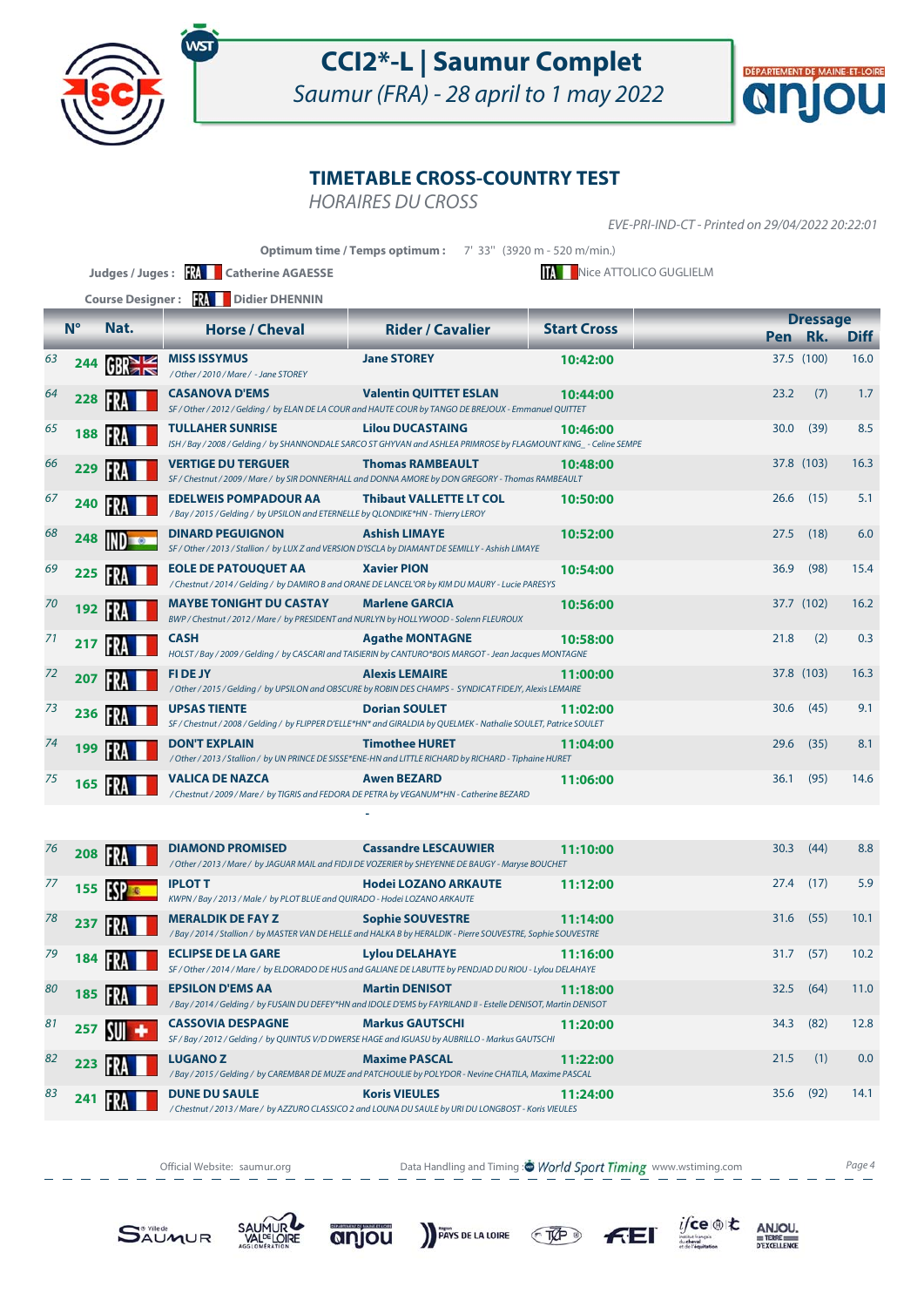# CCI2*-L | Saumur Complet

*Saumur (FRA) - 28 april to 1 may 2022*

## TIMETABLE CROSS-COUNTRY TEST

*HORAIRES DU CROSS*

*EVE-PRI-IND-CT - Printed on 29/04/2022 20:22:01*

**Optimum time / Temps optimum :** 7' 33'' (3920 m - 520 m/min.)

**Judges / Juges :** FRA Catherine AGAESSE — ITA Nice ATTOLICO GUGLIELM

**Course Designer :** FRA Didier DHENNIN

| | N° | Nat. | Horse / Cheval | Rider / Cavalier | Start Cross | Dressage Pen | Dressage Rk. | Dressage Diff |
|---|---|---|---|---|---|---|---|---|
| 63 | 244 | GBR | **MISS ISSYMUS** <br> */ Other / 2010 / Mare / - Jane STOREY* | **Jane STOREY** | 10:42:00 | 37.5 | (100) | 16.0 |
| 64 | 228 | FRA | **CASANOVA D'EMS** <br> *SF / Other / 2012 / Gelding / by ELAN DE LA COUR and HAUTE COUR by TANGO DE BREJOUX - Emmanuel QUITTET* | **Valentin QUITTET ESLAN** | 10:44:00 | 23.2 | (7) | 1.7 |
| 65 | 188 | FRA | **TULLAHER SUNRISE** <br> *ISH / Bay / 2008 / Gelding / by SHANNONDALE SARCO ST GHYVAN and ASHLEA PRIMROSE by FLAGMOUNT KING_ - Celine SEMPE* | **Lilou DUCASTAING** | 10:46:00 | 30.0 | (39) | 8.5 |
| 66 | 229 | FRA | **VERTIGE DU TERGUER** <br> *SF / Chestnut / 2009 / Mare / by SIR DONNERHALL and DONNA AMORE by DON GREGORY - Thomas RAMBEAULT* | **Thomas RAMBEAULT** | 10:48:00 | 37.8 | (103) | 16.3 |
| 67 | 240 | FRA | **EDELWEIS POMPADOUR AA** <br> */ Bay / 2015 / Gelding / by UPSILON and ETERNELLE by QLONDIKE*HN - Thierry LEROY* | **Thibaut VALLETTE LT COL** | 10:50:00 | 26.6 | (15) | 5.1 |
| 68 | 248 | IND | **DINARD PEGUIGNON** <br> *SF / Other / 2013 / Stallion / by LUX Z and VERSION D'ISCLA by DIAMANT DE SEMILLY - Ashish LIMAYE* | **Ashish LIMAYE** | 10:52:00 | 27.5 | (18) | 6.0 |
| 69 | 225 | FRA | **EOLE DE PATOUQUET AA** <br> */ Chestnut / 2014 / Gelding / by DAMIRO B and ORANE DE LANCEL'OR by KIM DU MAURY - Lucie PARESYS* | **Xavier PION** | 10:54:00 | 36.9 | (98) | 15.4 |
| 70 | 192 | FRA | **MAYBE TONIGHT DU CASTAY** <br> *BWP / Chestnut / 2012 / Mare / by PRESIDENT and NURLYN by HOLLYWOOD - Solenn FLEUROUX* | **Marlene GARCIA** | 10:56:00 | 37.7 | (102) | 16.2 |
| 71 | 217 | FRA | **CASH** <br> *HOLST / Bay / 2009 / Gelding / by CASCARI and TAISIERIN by CANTURO*BOIS MARGOT - Jean Jacques MONTAGNE* | **Agathe MONTAGNE** | 10:58:00 | 21.8 | (2) | 0.3 |
| 72 | 207 | FRA | **FI DE JY** <br> */ Other / 2015 / Gelding / by UPSILON and OBSCURE by ROBIN DES CHAMPS - SYNDICAT FIDEJY, Alexis LEMAIRE* | **Alexis LEMAIRE** | 11:00:00 | 37.8 | (103) | 16.3 |
| 73 | 236 | FRA | **UPSAS TIENTE** <br> *SF / Chestnut / 2008 / Gelding / by FLIPPER D'ELLE*HN* and GIRALDIA by QUELMEK - Nathalie SOULET, Patrice SOULET* | **Dorian SOULET** | 11:02:00 | 30.6 | (45) | 9.1 |
| 74 | 199 | FRA | **DON'T EXPLAIN** <br> */ Other / 2013 / Stallion / by UN PRINCE DE SISSE*ENE-HN and LITTLE RICHARD by RICHARD - Tiphaine HURET* | **Timothee HURET** | 11:04:00 | 29.6 | (35) | 8.1 |
| 75 | 165 | FRA | **VALICA DE NAZCA** <br> */ Chestnut / 2009 / Mare / by TIGRIS and FEDORA DE PETRA by VEGANUM*HN - Catherine BEZARD* | **Awen BEZARD** | 11:06:00 | 36.1 | (95) | 14.6 |
| | | | - | | | | | |
| 76 | 208 | FRA | **DIAMOND PROMISED** <br> */ Other / 2013 / Mare / by JAGUAR MAIL and FIDJI DE VOZERIER by SHEYENNE DE BAUGY - Maryse BOUCHET* | **Cassandre LESCAUWIER** | 11:10:00 | 30.3 | (44) | 8.8 |
| 77 | 155 | ESP | **IPLOT T** <br> *KWPN / Bay / 2013 / Male / by PLOT BLUE and QUIRADO - Hodei LOZANO ARKAUTE* | **Hodei LOZANO ARKAUTE** | 11:12:00 | 27.4 | (17) | 5.9 |
| 78 | 237 | FRA | **MERALDIK DE FAY Z** <br> */ Bay / 2014 / Stallion / by MASTER VAN DE HELLE and HALKA B by HERALDIK - Pierre SOUVESTRE, Sophie SOUVESTRE* | **Sophie SOUVESTRE** | 11:14:00 | 31.6 | (55) | 10.1 |
| 79 | 184 | FRA | **ECLIPSE DE LA GARE** <br> *SF / Other / 2014 / Mare / by ELDORADO DE HUS and GALIANE DE LABUTTE by PENDJAD DU RIOU - Lylou DELAHAYE* | **Lylou DELAHAYE** | 11:16:00 | 31.7 | (57) | 10.2 |
| 80 | 185 | FRA | **EPSILON D'EMS AA** <br> */ Bay / 2014 / Gelding / by FUSAIN DU DEFEY*HN and IDOLE D'EMS by FAYRILAND II - Estelle DENISOT, Martin DENISOT* | **Martin DENISOT** | 11:18:00 | 32.5 | (64) | 11.0 |
| 81 | 257 | SUI | **CASSOVIA DESPAGNE** <br> *SF / Bay / 2012 / Gelding / by QUINTUS V/D DWERSE HAGE and IGUASU by AUBRILLO - Markus GAUTSCHI* | **Markus GAUTSCHI** | 11:20:00 | 34.3 | (82) | 12.8 |
| 82 | 223 | FRA | **LUGANO Z** <br> */ Bay / 2015 / Gelding / by CAREMBAR DE MUZE and PATCHOULIE by POLYDOR - Nevine CHATILA, Maxime PASCAL* | **Maxime PASCAL** | 11:22:00 | 21.5 | (1) | 0.0 |
| 83 | 241 | FRA | **DUNE DU SAULE** <br> */ Chestnut / 2013 / Mare / by AZZURO CLASSICO 2 and LOUNA DU SAULE by URI DU LONGBOST - Koris VIEULES* | **Koris VIEULES** | 11:24:00 | 35.6 | (92) | 14.1 |

Official Website: saumur.org — Data Handling and Timing: World Sport Timing www.wstiming.com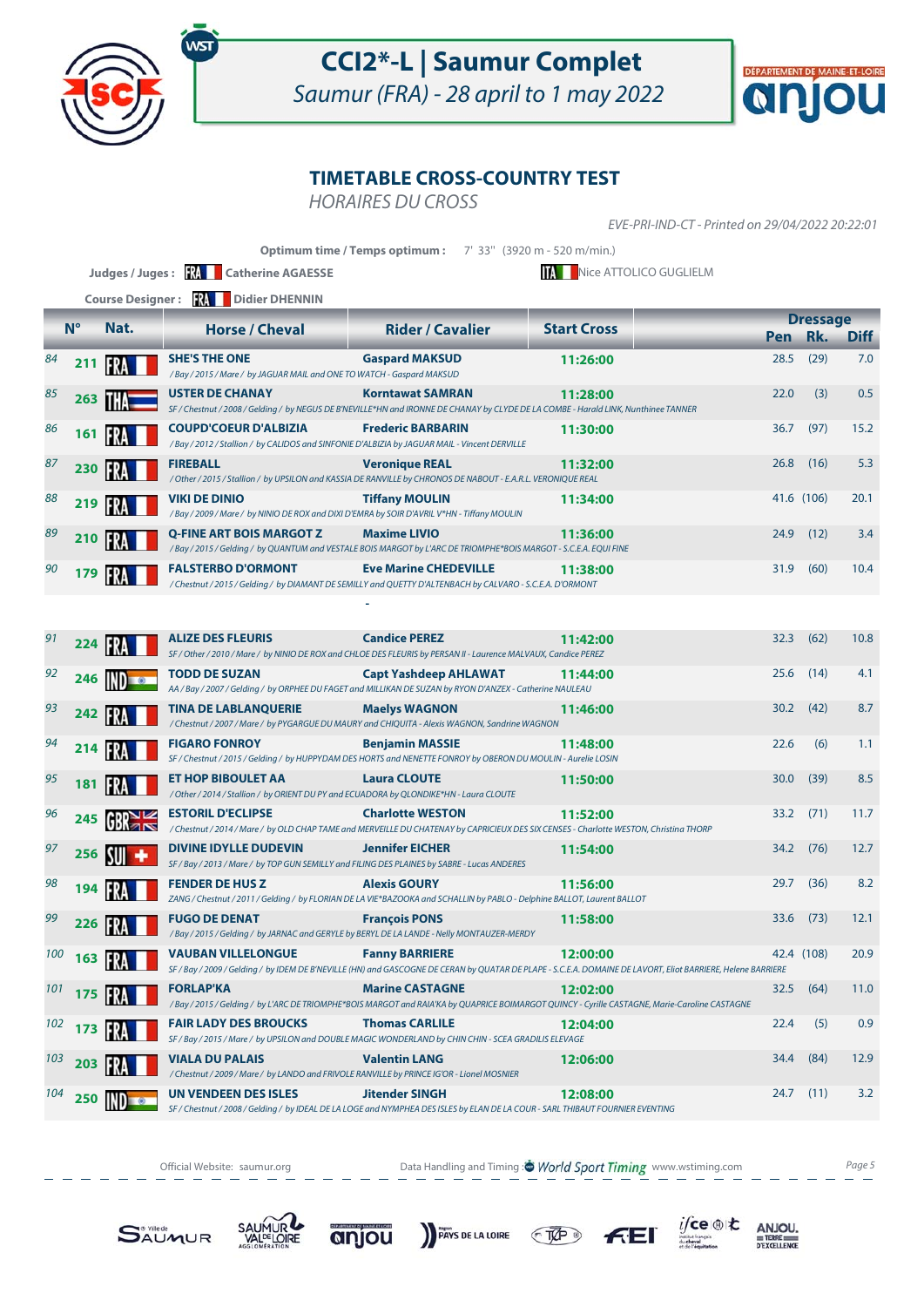# CCI2*-L | Saumur Complet

*Saumur (FRA) - 28 april to 1 may 2022*

## TIMETABLE CROSS-COUNTRY TEST

*HORAIRES DU CROSS*

*EVE-PRI-IND-CT - Printed on 29/04/2022 20:22:01*

**Optimum time / Temps optimum :** 7' 33'' (3920 m - 520 m/min.)

**Judges / Juges :** FRA Catherine AGAESSE — ITA Nice ATTOLICO GUGLIELM

**Course Designer :** FRA Didier DHENNIN

| | N° | Nat. | Horse / Cheval | Rider / Cavalier | Start Cross | Dressage Pen | Rk. | Diff |
|---|---|---|---|---|---|---|---|---|
| 84 | 211 | FRA | **SHE'S THE ONE**<br>*/ Bay / 2015 / Mare / by JAGUAR MAIL and ONE TO WATCH - Gaspard MAKSUD* | **Gaspard MAKSUD** | 11:26:00 | 28.5 | (29) | 7.0 |
| 85 | 263 | THA | **USTER DE CHANAY**<br>*SF / Chestnut / 2008 / Gelding / by NEGUS DE B'NEVILLE*HN and IRONNE DE CHANAY by CLYDE DE LA COMBE - Harald LINK, Nunthinee TANNER* | **Korntawat SAMRAN** | 11:28:00 | 22.0 | (3) | 0.5 |
| 86 | 161 | FRA | **COUP'COEUR D'ALBIZIA**<br>*/ Bay / 2012 / Stallion / by CALIDOS and SINFONIE D'ALBIZIA by JAGUAR MAIL - Vincent DERVILLE* | **Frederic BARBARIN** | 11:30:00 | 36.7 | (97) | 15.2 |
| 87 | 230 | FRA | **FIREBALL**<br>*/ Other / 2015 / Stallion / by UPSILON and KASSIA DE RANVILLE by CHRONOS DE NABOUT - E.A.R.L. VERONIQUE REAL* | **Veronique REAL** | 11:32:00 | 26.8 | (16) | 5.3 |
| 88 | 219 | FRA | **VIKI DE DINIO**<br>*/ Bay / 2009 / Mare / by NINIO DE ROX and DIXI D'EMRA by SOIR D'AVRIL V*HN - Tiffany MOULIN* | **Tiffany MOULIN** | 11:34:00 | 41.6 | (106) | 20.1 |
| 89 | 210 | FRA | **Q-FINE ART BOIS MARGOT Z**<br>*/ Bay / 2015 / Gelding / by QUANTUM and VESTALE BOIS MARGOT by L'ARC DE TRIOMPHE*BOIS MARGOT - S.C.E.A. EQUI FINE* | **Maxime LIVIO** | 11:36:00 | 24.9 | (12) | 3.4 |
| 90 | 179 | FRA | **FALSTERBO D'ORMONT**<br>*/ Chestnut / 2015 / Gelding / by DIAMANT DE SEMILLY and QUETTY D'ALTENBACH by CALVARO - S.C.E.A. D'ORMONT* | **Eve Marine CHEDEVILLE** | 11:38:00 | 31.9 | (60) | 10.4 |
| 91 | 224 | FRA | **ALIZE DES FLEURIS**<br>*SF / Other / 2010 / Mare / by NINIO DE ROX and CHLOE DES FLEURIS by PERSAN II - Laurence MALVAUX, Candice PEREZ* | **Candice PEREZ** | 11:42:00 | 32.3 | (62) | 10.8 |
| 92 | 246 | IND | **TODD DE SUZAN**<br>*AA / Bay / 2007 / Gelding / by ORPHEE DU FAGET and MILLIKAN DE SUZAN by RYON D'ANZEX - Catherine NAULEAU* | **Capt Yashdeep AHLAWAT** | 11:44:00 | 25.6 | (14) | 4.1 |
| 93 | 242 | FRA | **TINA DE LABLANQUERIE**<br>*/ Chestnut / 2007 / Mare / by PYGARGUE DU MAURY and CHIQUITA - Alexis WAGNON, Sandrine WAGNON* | **Maelys WAGNON** | 11:46:00 | 30.2 | (42) | 8.7 |
| 94 | 214 | FRA | **FIGARO FONROY**<br>*SF / Chestnut / 2015 / Gelding / by HUPPYDAM DES HORTS and NENETTE FONROY by OBERON DU MOULIN - Aurelie LOSIN* | **Benjamin MASSIE** | 11:48:00 | 22.6 | (6) | 1.1 |
| 95 | 181 | FRA | **ET HOP BIBOULET AA**<br>*/ Other / 2014 / Stallion / by ORIENT DU PY and ECUADORA by QLONDIKE*HN - Laura CLOUTE* | **Laura CLOUTE** | 11:50:00 | 30.0 | (39) | 8.5 |
| 96 | 245 | GBR | **ESTORIL D'ECLIPSE**<br>*/ Chestnut / 2014 / Mare / by OLD CHAP TAME and MERVEILLE DU CHATENAY by CAPRICIEUX DES SIX CENSES - Charlotte WESTON, Christina THORP* | **Charlotte WESTON** | 11:52:00 | 33.2 | (71) | 11.7 |
| 97 | 256 | SUI | **DIVINE IDYLLE DUDEVIN**<br>*SF / Bay / 2013 / Mare / by TOP GUN SEMILLY and FILING DES PLAINES by SABRE - Lucas ANDERES* | **Jennifer EICHER** | 11:54:00 | 34.2 | (76) | 12.7 |
| 98 | 194 | FRA | **FENDER DE HUS Z**<br>*ZANG / Chestnut / 2011 / Gelding / by FLORIAN DE LA VIE*BAZOOKA and SCHALLIN by PABLO - Delphine BALLOT, Laurent BALLOT* | **Alexis GOURY** | 11:56:00 | 29.7 | (36) | 8.2 |
| 99 | 226 | FRA | **FUGO DE DENAT**<br>*/ Bay / 2015 / Gelding / by JARNAC and GERYLE by BERYL DE LA LANDE - Nelly MONTAUZER-MERDY* | **François PONS** | 11:58:00 | 33.6 | (73) | 12.1 |
| 100 | 163 | FRA | **VAUBAN VILLELONGUE**<br>*SF / Bay / 2009 / Gelding / by IDEM DE B'NEVILLE (HN) and GASCOGNE DE CERAN by QUATAR DE PLAPE - S.C.E.A. DOMAINE DE LAVORT, Eliot BARRIERE, Helene BARRIERE* | **Fanny BARRIERE** | 12:00:00 | 42.4 | (108) | 20.9 |
| 101 | 175 | FRA | **FORLAP'KA**<br>*/ Bay / 2015 / Gelding / by L'ARC DE TRIOMPHE*BOIS MARGOT and RAIA'KA by QUAPRICE BOIMARGOT QUINCY - Cyrille CASTAGNE, Marie-Caroline CASTAGNE* | **Marine CASTAGNE** | 12:02:00 | 32.5 | (64) | 11.0 |
| 102 | 173 | FRA | **FAIR LADY DES BROUCKS**<br>*SF / Bay / 2015 / Mare / by UPSILON and DOUBLE MAGIC WONDERLAND by CHIN CHIN - SCEA GRADILIS ELEVAGE* | **Thomas CARLILE** | 12:04:00 | 22.4 | (5) | 0.9 |
| 103 | 203 | FRA | **VIALA DU PALAIS**<br>*/ Chestnut / 2009 / Mare / by LANDO and FRIVOLE RANVILLE by PRINCE IG'OR - Lionel MOSNIER* | **Valentin LANG** | 12:06:00 | 34.4 | (84) | 12.9 |
| 104 | 250 | IND | **UN VENDEEN DES ISLES**<br>*SF / Chestnut / 2008 / Gelding / by IDEAL DE LA LOGE and NYMPHEA DES ISLES by ELAN DE LA COUR - SARL THIBAUT FOURNIER EVENTING* | **Jitender SINGH** | 12:08:00 | 24.7 | (11) | 3.2 |

Official Website: saumur.org — Data Handling and Timing : World Sport Timing www.wstiming.com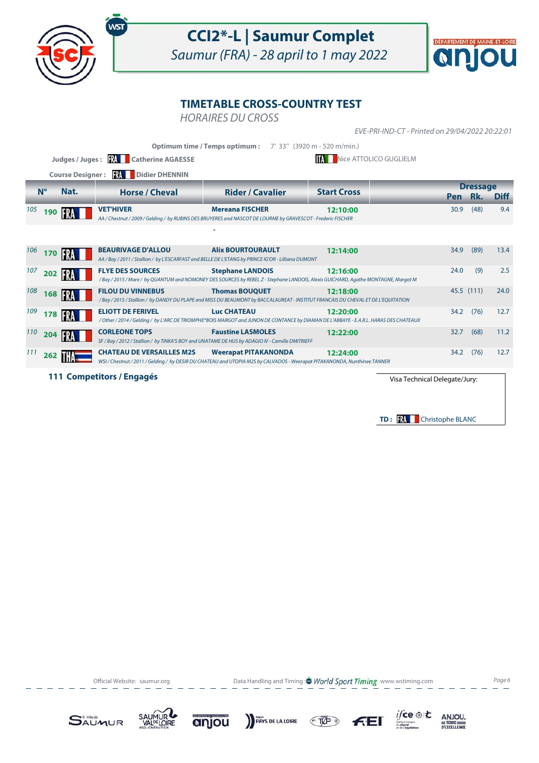# CCI2*-L | Saumur Complet

*Saumur (FRA) - 28 april to 1 may 2022*

## TIMETABLE CROSS-COUNTRY TEST

*HORAIRES DU CROSS*

*EVE-PRI-IND-CT - Printed on 29/04/2022 20:22:01*

**Optimum time / Temps optimum :** 7' 33'' (3920 m - 520 m/min.)

**Judges / Juges :** FRA **Catherine AGAESSE** ITA Nice ATTOLICO GUGLIELM

**Course Designer :** FRA **Didier DHENNIN**

| | N° | Nat. | Horse / Cheval | Rider / Cavalier | Start Cross | Dressage Pen | Dressage Rk. | Dressage Diff |
|---|---|---|---|---|---|---|---|---|
| 105 | 190 | FRA | **VET'HIVER** *AA / Chestnut / 2009 / Gelding / by RUBINS DES BRUYERES and NASCOT DE LOURME by GRAVESCOT - Frederic FISCHER* | **Mereana FISCHER** | **12:10:00** | 30.9 | (48) | 9.4 |
| | | | | - | | | | |
| 106 | 170 | FRA | **BEAURIVAGE D'ALLOU** *AA / Bay / 2011 / Stallion / by L'ESCARFAST and BELLE DE L'ETANG by PRINCE IG'OR - Lilliana DUMONT* | **Alix BOURTOURAULT** | **12:14:00** | 34.9 | (89) | 13.4 |
| 107 | 202 | FRA | **FLYE DES SOURCES** */ Bay / 2015 / Mare / by QUANTUM and NOMONEY DES SOURCES by REBEL Z - Stephane LANDOIS, Alexis GUICHARD, Agathe MONTAGNE, Margot M* | **Stephane LANDOIS** | **12:16:00** | 24.0 | (9) | 2.5 |
| 108 | 168 | FRA | **FILOU DU VINNEBUS** */ Bay / 2015 / Stallion / by DANDY DU PLAPE and MISS DU BEAUMONT by BACCALAUREAT - INSTITUT FRANCAIS DU CHEVAL ET DE L'EQUITATION* | **Thomas BOUQUET** | **12:18:00** | 45.5 | (111) | 24.0 |
| 109 | 178 | FRA | **ELIOTT DE FERIVEL** */ Other / 2014 / Gelding / by L'ARC DE TRIOMPHE*BOIS MARGOT and JUNON DE CONTANCE by DIAMAN DE L'ABBAYE - E.A.R.L. HARAS DES CHATEAUX* | **Luc CHATEAU** | **12:20:00** | 34.2 | (76) | 12.7 |
| 110 | 204 | FRA | **CORLEONE TOPS** *SF / Bay / 2012 / Stallion / by TINKA'S BOY and UNATAME DE HUS by ADAGIO IV - Camille DMITRIEFF* | **Faustine LASMOLES** | **12:22:00** | 32.7 | (68) | 11.2 |
| 111 | 262 | THA | **CHATEAU DE VERSAILLES M2S** *WSI / Chestnut / 2011 / Gelding / by DESIR DU CHATEAU and UTOPIA M2S by CALVADOS - Weerapat PITAKANONDA, Nunthinee TANNER* | **Weerapat PITAKANONDA** | **12:24:00** | 34.2 | (76) | 12.7 |

**111 Competitors / Engagés**

Visa Technical Delegate/Jury:

**TD :** FRA Christophe BLANC

Official Website: saumur.org Data Handling and Timing : World Sport Timing www.wstiming.com